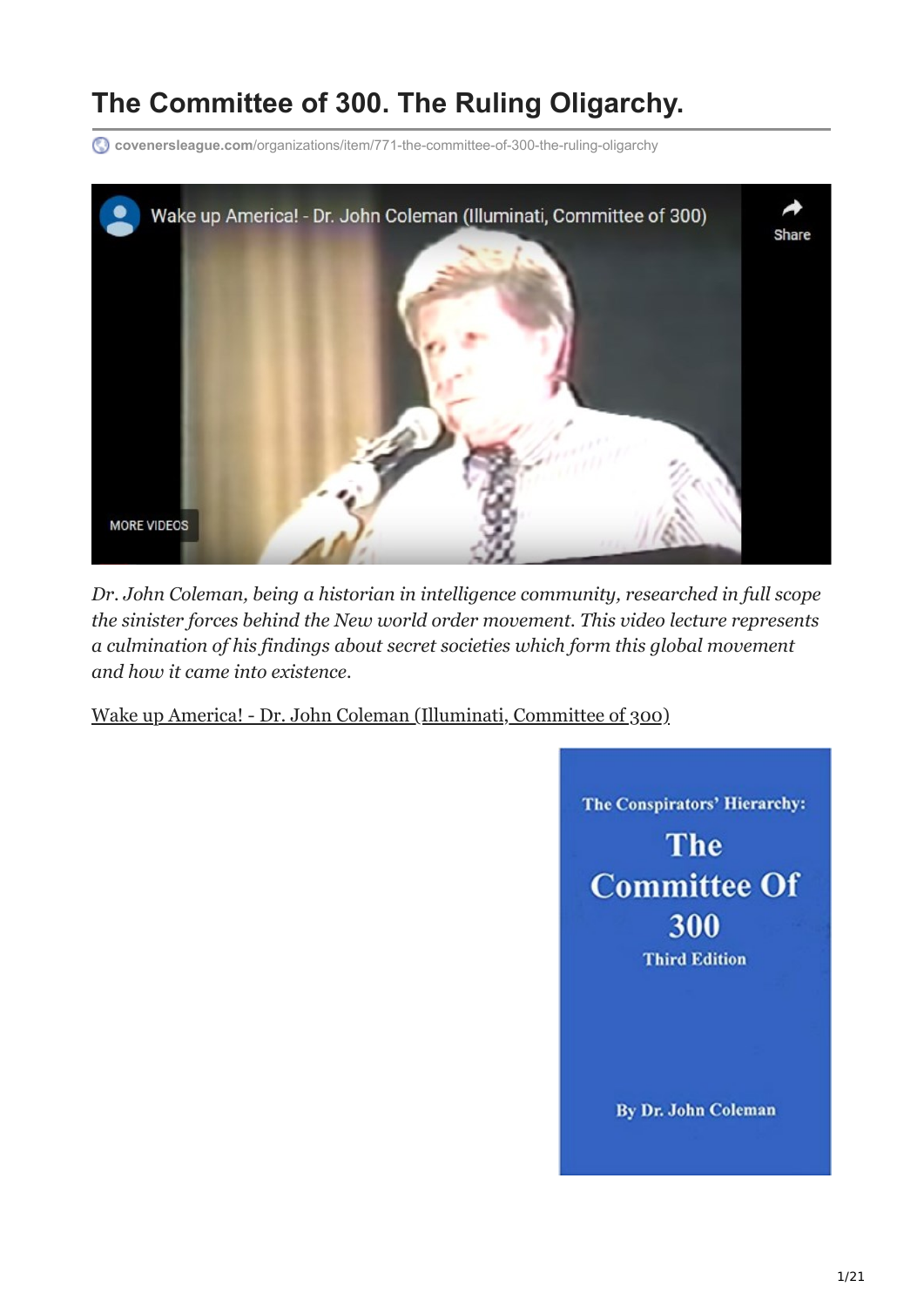# The Committee of 300. The Ruling Oligarchy.

covenersleague.com/organizations/item/771-the-committee-of-300-the-ruling-oligarchy

*Dr. John Coleman, being a historian in intelligence community, researched in full scope the sinister forces behind the New world order movement. This video lecture represents a culmination of his findings about secret societies which form this global movement and how it came into existence.*

[Wake up America! - Dr. John Coleman (Illuminati, Committee of 300)]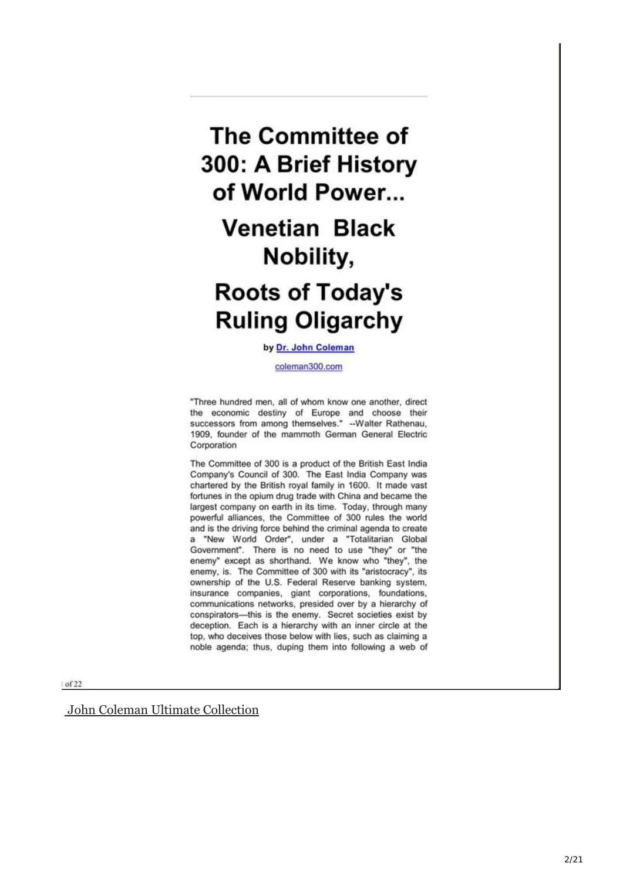# The Committee of 300: A Brief History of World Power...

# Venetian Black Nobility,

# Roots of Today's Ruling Oligarchy

**by Dr. John Coleman**

coleman300.com

"Three hundred men, all of whom know one another, direct the economic destiny of Europe and choose their successors from among themselves." --Walter Rathenau, 1909, founder of the mammoth German General Electric Corporation

The Committee of 300 is a product of the British East India Company's Council of 300. The East India Company was chartered by the British royal family in 1600. It made vast fortunes in the opium drug trade with China and became the largest company on earth in its time. Today, through many powerful alliances, the Committee of 300 rules the world and is the driving force behind the criminal agenda to create a "New World Order", under a "Totalitarian Global Government". There is no need to use "they" or "the enemy" except as shorthand. We know who "they", the enemy, is. The Committee of 300 with its "aristocracy", its ownership of the U.S. Federal Reserve banking system, insurance companies, giant corporations, foundations, communications networks, presided over by a hierarchy of conspirators—this is the enemy. Secret societies exist by deception. Each is a hierarchy with an inner circle at the top, who deceives those below with lies, such as claiming a noble agenda; thus, duping them into following a web of

John Coleman Ultimate Collection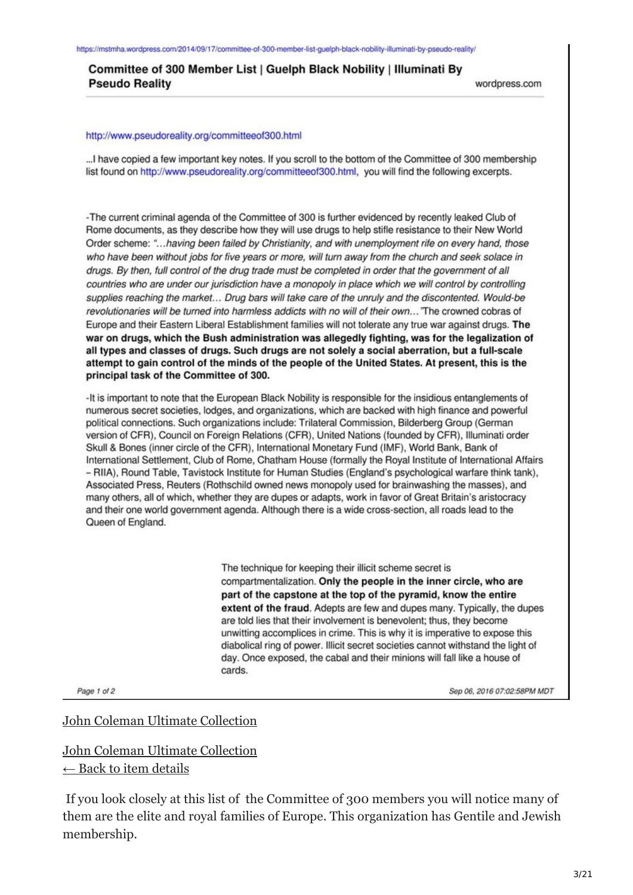https://mstmha.wordpress.com/2014/09/17/committee-of-300-member-list-guelph-black-nobility-illuminati-by-pseudo-reality/

**Committee of 300 Member List | Guelph Black Nobility | Illuminati By Pseudo Reality** wordpress.com

http://www.pseudoreality.org/committeeof300.html

…I have copied a few important key notes. If you scroll to the bottom of the Committee of 300 membership list found on http://www.pseudoreality.org/committeeof300.html, you will find the following excerpts.

-The current criminal agenda of the Committee of 300 is further evidenced by recently leaked Club of Rome documents, as they describe how they will use drugs to help stifle resistance to their New World Order scheme: *"…having been failed by Christianity, and with unemployment rife on every hand, those who have been without jobs for five years or more, will turn away from the church and seek solace in drugs. By then, full control of the drug trade must be completed in order that the government of all countries who are under our jurisdiction have a monopoly in place which we will control by controlling supplies reaching the market… Drug bars will take care of the unruly and the discontented. Would-be revolutionaries will be turned into harmless addicts with no will of their own…"*The crowned cobras of Europe and their Eastern Liberal Establishment families will not tolerate any true war against drugs. **The war on drugs, which the Bush administration was allegedly fighting, was for the legalization of all types and classes of drugs. Such drugs are not solely a social aberration, but a full-scale attempt to gain control of the minds of the people of the United States. At present, this is the principal task of the Committee of 300.**

-It is important to note that the European Black Nobility is responsible for the insidious entanglements of numerous secret societies, lodges, and organizations, which are backed with high finance and powerful political connections. Such organizations include: Trilateral Commission, Bilderberg Group (German version of CFR), Council on Foreign Relations (CFR), United Nations (founded by CFR), Illuminati order Skull & Bones (inner circle of the CFR), International Monetary Fund (IMF), World Bank, Bank of International Settlement, Club of Rome, Chatham House (formally the Royal Institute of International Affairs – RIIA), Round Table, Tavistock Institute for Human Studies (England's psychological warfare think tank), Associated Press, Reuters (Rothschild owned news monopoly used for brainwashing the masses), and many others, all of which, whether they are dupes or adapts, work in favor of Great Britain's aristocracy and their one world government agenda. Although there is a wide cross-section, all roads lead to the Queen of England.

The technique for keeping their illicit scheme secret is compartmentalization. **Only the people in the inner circle, who are part of the capstone at the top of the pyramid, know the entire extent of the fraud.** Adepts are few and dupes many. Typically, the dupes are told lies that their involvement is benevolent; thus, they become unwitting accomplices in crime. This is why it is imperative to expose this diabolical ring of power. Illicit secret societies cannot withstand the light of day. Once exposed, the cabal and their minions will fall like a house of cards.

Sep 06, 2016 07:02:58PM MDT

John Coleman Ultimate Collection

John Coleman Ultimate Collection
← Back to item details

If you look closely at this list of the Committee of 300 members you will notice many of them are the elite and royal families of Europe. This organization has Gentile and Jewish membership.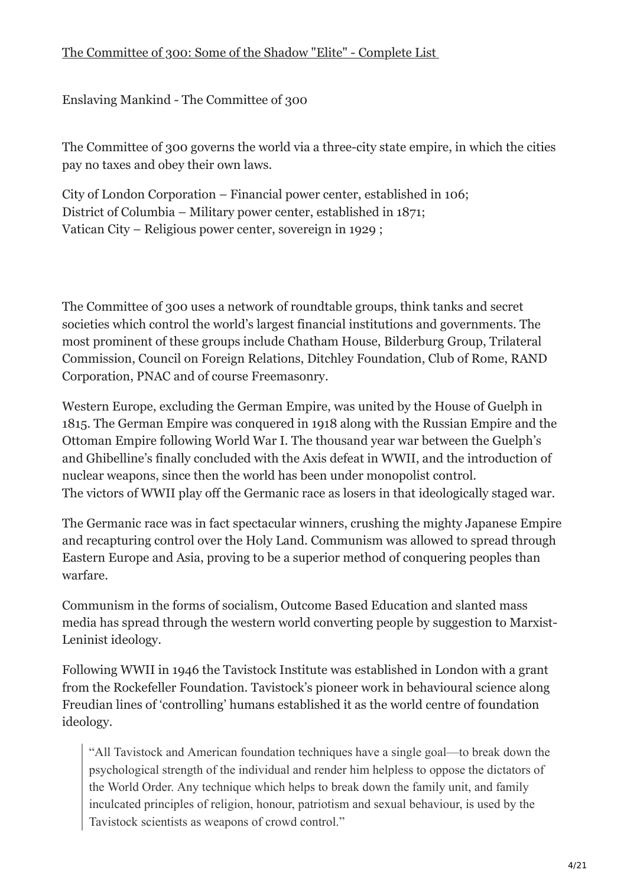[The Committee of 300: Some of the Shadow "Elite" - Complete List](#)

Enslaving Mankind - The Committee of 300

The Committee of 300 governs the world via a three-city state empire, in which the cities pay no taxes and obey their own laws.

City of London Corporation – Financial power center, established in 106;
District of Columbia – Military power center, established in 1871;
Vatican City – Religious power center, sovereign in 1929 ;

The Committee of 300 uses a network of roundtable groups, think tanks and secret societies which control the world's largest financial institutions and governments. The most prominent of these groups include Chatham House, Bilderburg Group, Trilateral Commission, Council on Foreign Relations, Ditchley Foundation, Club of Rome, RAND Corporation, PNAC and of course Freemasonry.

Western Europe, excluding the German Empire, was united by the House of Guelph in 1815. The German Empire was conquered in 1918 along with the Russian Empire and the Ottoman Empire following World War I. The thousand year war between the Guelph's and Ghibelline's finally concluded with the Axis defeat in WWII, and the introduction of nuclear weapons, since then the world has been under monopolist control.
The victors of WWII play off the Germanic race as losers in that ideologically staged war.

The Germanic race was in fact spectacular winners, crushing the mighty Japanese Empire and recapturing control over the Holy Land. Communism was allowed to spread through Eastern Europe and Asia, proving to be a superior method of conquering peoples than warfare.

Communism in the forms of socialism, Outcome Based Education and slanted mass media has spread through the western world converting people by suggestion to Marxist-Leninist ideology.

Following WWII in 1946 the Tavistock Institute was established in London with a grant from the Rockefeller Foundation. Tavistock's pioneer work in behavioural science along Freudian lines of 'controlling' humans established it as the world centre of foundation ideology.

> "All Tavistock and American foundation techniques have a single goal—to break down the psychological strength of the individual and render him helpless to oppose the dictators of the World Order. Any technique which helps to break down the family unit, and family inculcated principles of religion, honour, patriotism and sexual behaviour, is used by the Tavistock scientists as weapons of crowd control."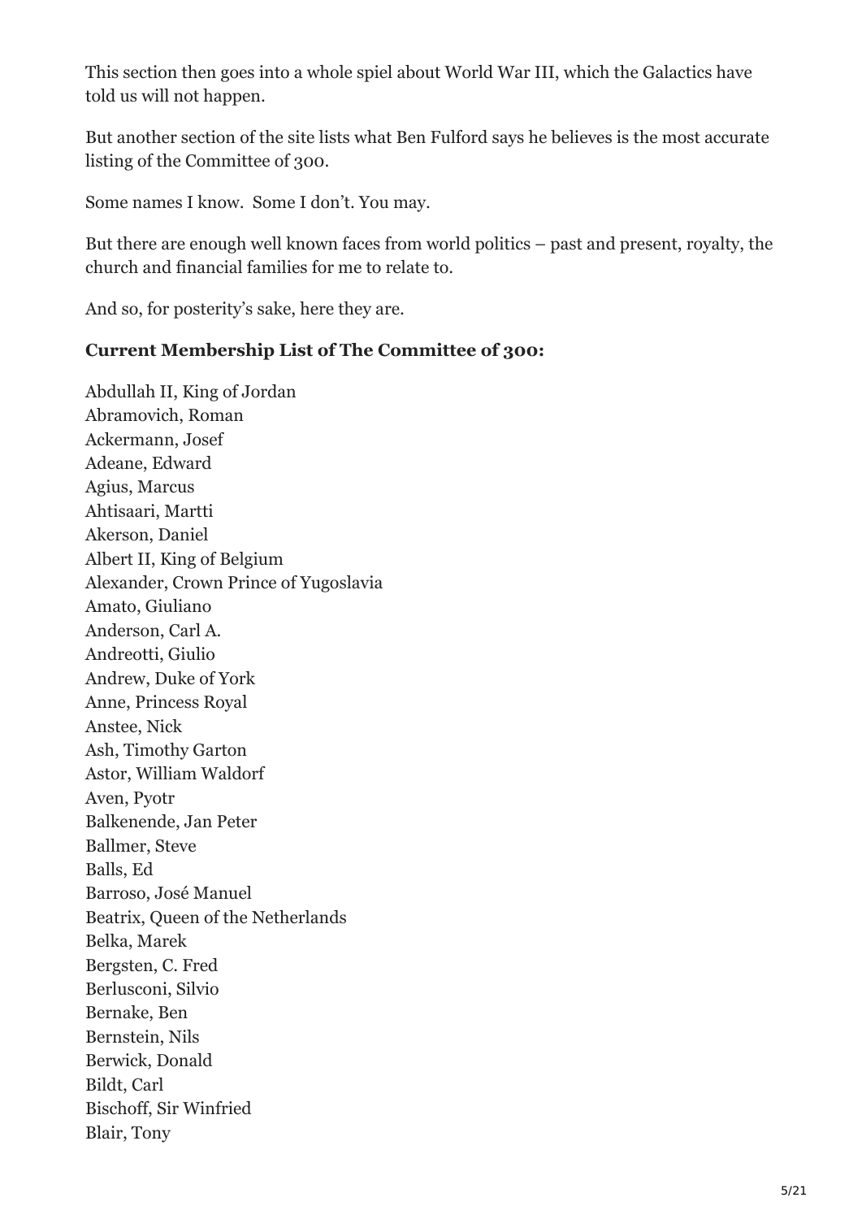This section then goes into a whole spiel about World War III, which the Galactics have told us will not happen.

But another section of the site lists what Ben Fulford says he believes is the most accurate listing of the Committee of 300.

Some names I know. Some I don't. You may.

But there are enough well known faces from world politics – past and present, royalty, the church and financial families for me to relate to.

And so, for posterity's sake, here they are.

**Current Membership List of The Committee of 300:**

Abdullah II, King of Jordan
Abramovich, Roman
Ackermann, Josef
Adeane, Edward
Agius, Marcus
Ahtisaari, Martti
Akerson, Daniel
Albert II, King of Belgium
Alexander, Crown Prince of Yugoslavia
Amato, Giuliano
Anderson, Carl A.
Andreotti, Giulio
Andrew, Duke of York
Anne, Princess Royal
Anstee, Nick
Ash, Timothy Garton
Astor, William Waldorf
Aven, Pyotr
Balkenende, Jan Peter
Ballmer, Steve
Balls, Ed
Barroso, José Manuel
Beatrix, Queen of the Netherlands
Belka, Marek
Bergsten, C. Fred
Berlusconi, Silvio
Bernake, Ben
Bernstein, Nils
Berwick, Donald
Bildt, Carl
Bischoff, Sir Winfried
Blair, Tony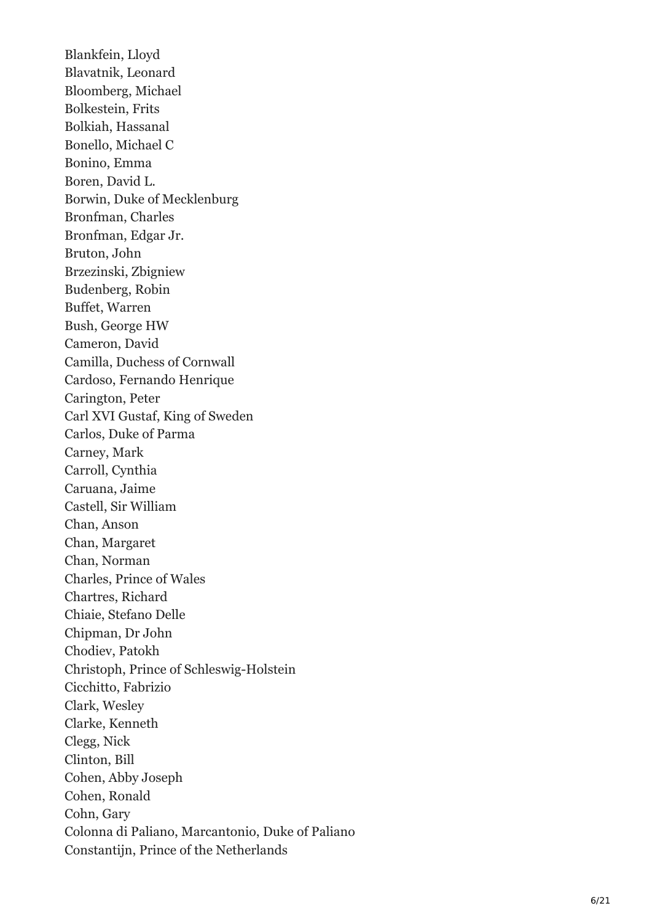Blankfein, Lloyd
Blavatnik, Leonard
Bloomberg, Michael
Bolkestein, Frits
Bolkiah, Hassanal
Bonello, Michael C
Bonino, Emma
Boren, David L.
Borwin, Duke of Mecklenburg
Bronfman, Charles
Bronfman, Edgar Jr.
Bruton, John
Brzezinski, Zbigniew
Budenberg, Robin
Buffet, Warren
Bush, George HW
Cameron, David
Camilla, Duchess of Cornwall
Cardoso, Fernando Henrique
Carington, Peter
Carl XVI Gustaf, King of Sweden
Carlos, Duke of Parma
Carney, Mark
Carroll, Cynthia
Caruana, Jaime
Castell, Sir William
Chan, Anson
Chan, Margaret
Chan, Norman
Charles, Prince of Wales
Chartres, Richard
Chiaie, Stefano Delle
Chipman, Dr John
Chodiev, Patokh
Christoph, Prince of Schleswig-Holstein
Cicchitto, Fabrizio
Clark, Wesley
Clarke, Kenneth
Clegg, Nick
Clinton, Bill
Cohen, Abby Joseph
Cohen, Ronald
Cohn, Gary
Colonna di Paliano, Marcantonio, Duke of Paliano
Constantijn, Prince of the Netherlands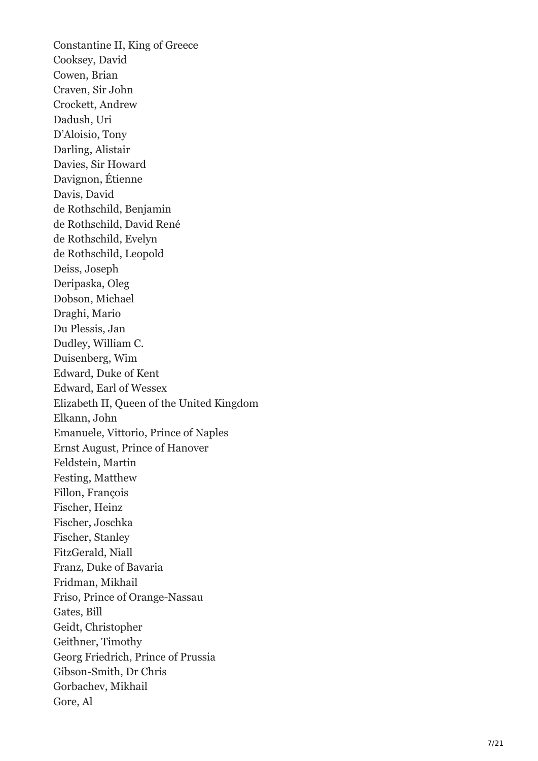Constantine II, King of Greece
Cooksey, David
Cowen, Brian
Craven, Sir John
Crockett, Andrew
Dadush, Uri
D'Aloisio, Tony
Darling, Alistair
Davies, Sir Howard
Davignon, Étienne
Davis, David
de Rothschild, Benjamin
de Rothschild, David René
de Rothschild, Evelyn
de Rothschild, Leopold
Deiss, Joseph
Deripaska, Oleg
Dobson, Michael
Draghi, Mario
Du Plessis, Jan
Dudley, William C.
Duisenberg, Wim
Edward, Duke of Kent
Edward, Earl of Wessex
Elizabeth II, Queen of the United Kingdom
Elkann, John
Emanuele, Vittorio, Prince of Naples
Ernst August, Prince of Hanover
Feldstein, Martin
Festing, Matthew
Fillon, François
Fischer, Heinz
Fischer, Joschka
Fischer, Stanley
FitzGerald, Niall
Franz, Duke of Bavaria
Fridman, Mikhail
Friso, Prince of Orange-Nassau
Gates, Bill
Geidt, Christopher
Geithner, Timothy
Georg Friedrich, Prince of Prussia
Gibson-Smith, Dr Chris
Gorbachev, Mikhail
Gore, Al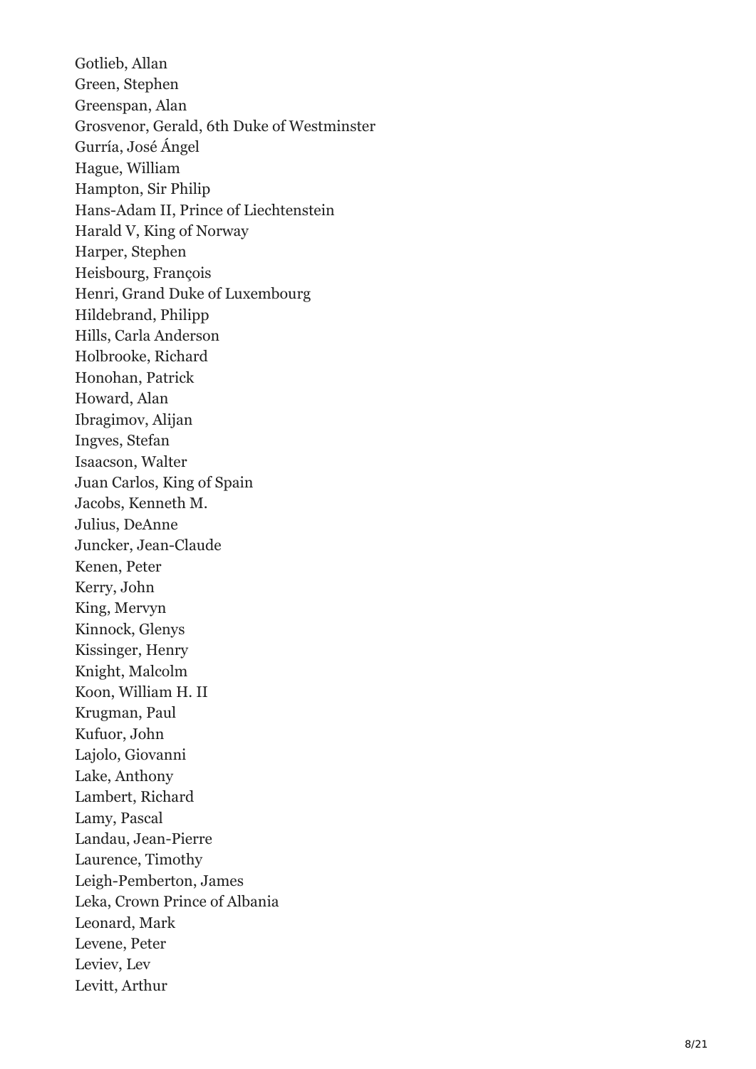Gotlieb, Allan
Green, Stephen
Greenspan, Alan
Grosvenor, Gerald, 6th Duke of Westminster
Gurría, José Ángel
Hague, William
Hampton, Sir Philip
Hans-Adam II, Prince of Liechtenstein
Harald V, King of Norway
Harper, Stephen
Heisbourg, François
Henri, Grand Duke of Luxembourg
Hildebrand, Philipp
Hills, Carla Anderson
Holbrooke, Richard
Honohan, Patrick
Howard, Alan
Ibragimov, Alijan
Ingves, Stefan
Isaacson, Walter
Juan Carlos, King of Spain
Jacobs, Kenneth M.
Julius, DeAnne
Juncker, Jean-Claude
Kenen, Peter
Kerry, John
King, Mervyn
Kinnock, Glenys
Kissinger, Henry
Knight, Malcolm
Koon, William H. II
Krugman, Paul
Kufuor, John
Lajolo, Giovanni
Lake, Anthony
Lambert, Richard
Lamy, Pascal
Landau, Jean-Pierre
Laurence, Timothy
Leigh-Pemberton, James
Leka, Crown Prince of Albania
Leonard, Mark
Levene, Peter
Leviev, Lev
Levitt, Arthur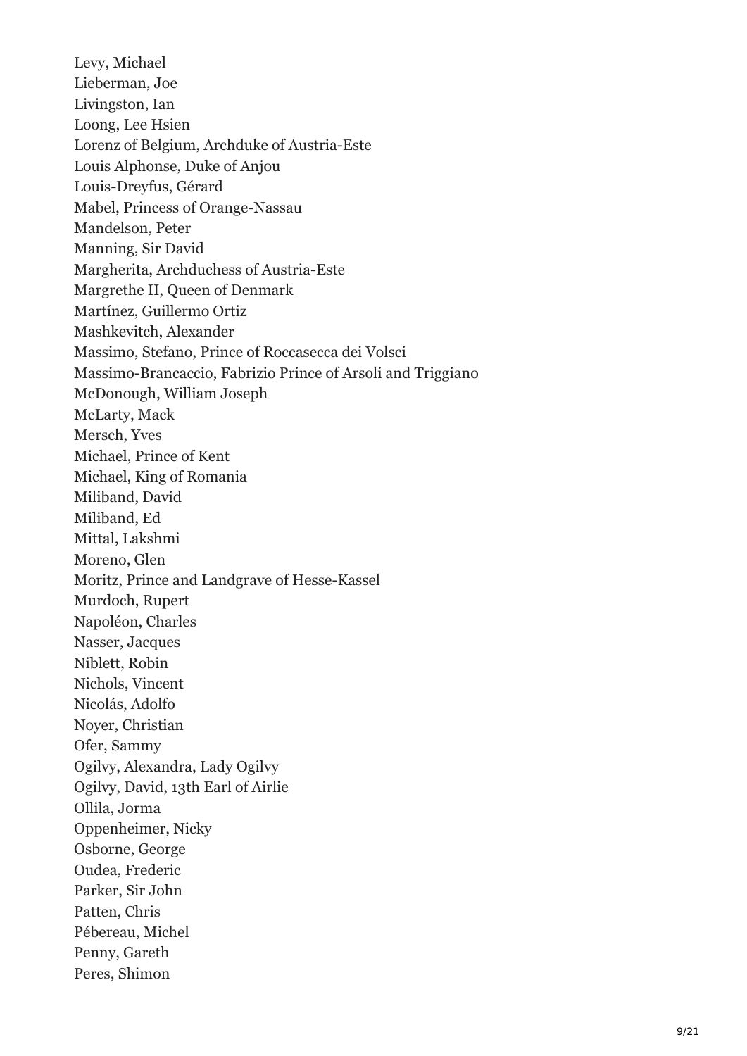Levy, Michael
Lieberman, Joe
Livingston, Ian
Loong, Lee Hsien
Lorenz of Belgium, Archduke of Austria-Este
Louis Alphonse, Duke of Anjou
Louis-Dreyfus, Gérard
Mabel, Princess of Orange-Nassau
Mandelson, Peter
Manning, Sir David
Margherita, Archduchess of Austria-Este
Margrethe II, Queen of Denmark
Martínez, Guillermo Ortiz
Mashkevitch, Alexander
Massimo, Stefano, Prince of Roccasecca dei Volsci
Massimo-Brancaccio, Fabrizio Prince of Arsoli and Triggiano
McDonough, William Joseph
McLarty, Mack
Mersch, Yves
Michael, Prince of Kent
Michael, King of Romania
Miliband, David
Miliband, Ed
Mittal, Lakshmi
Moreno, Glen
Moritz, Prince and Landgrave of Hesse-Kassel
Murdoch, Rupert
Napoléon, Charles
Nasser, Jacques
Niblett, Robin
Nichols, Vincent
Nicolás, Adolfo
Noyer, Christian
Ofer, Sammy
Ogilvy, Alexandra, Lady Ogilvy
Ogilvy, David, 13th Earl of Airlie
Ollila, Jorma
Oppenheimer, Nicky
Osborne, George
Oudea, Frederic
Parker, Sir John
Patten, Chris
Pébereau, Michel
Penny, Gareth
Peres, Shimon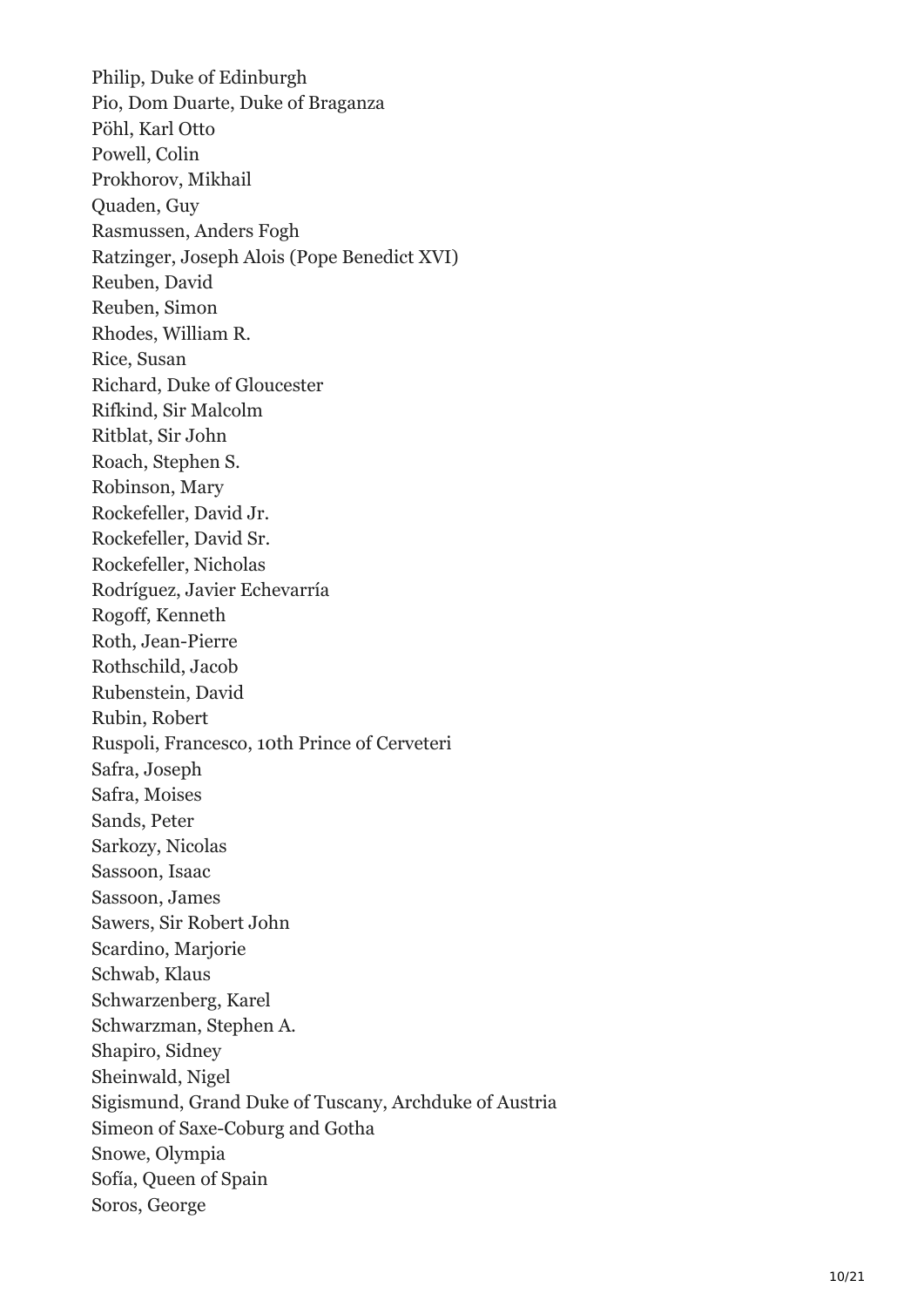Philip, Duke of Edinburgh
Pio, Dom Duarte, Duke of Braganza
Pöhl, Karl Otto
Powell, Colin
Prokhorov, Mikhail
Quaden, Guy
Rasmussen, Anders Fogh
Ratzinger, Joseph Alois (Pope Benedict XVI)
Reuben, David
Reuben, Simon
Rhodes, William R.
Rice, Susan
Richard, Duke of Gloucester
Rifkind, Sir Malcolm
Ritblat, Sir John
Roach, Stephen S.
Robinson, Mary
Rockefeller, David Jr.
Rockefeller, David Sr.
Rockefeller, Nicholas
Rodríguez, Javier Echevarría
Rogoff, Kenneth
Roth, Jean-Pierre
Rothschild, Jacob
Rubenstein, David
Rubin, Robert
Ruspoli, Francesco, 10th Prince of Cerveteri
Safra, Joseph
Safra, Moises
Sands, Peter
Sarkozy, Nicolas
Sassoon, Isaac
Sassoon, James
Sawers, Sir Robert John
Scardino, Marjorie
Schwab, Klaus
Schwarzenberg, Karel
Schwarzman, Stephen A.
Shapiro, Sidney
Sheinwald, Nigel
Sigismund, Grand Duke of Tuscany, Archduke of Austria
Simeon of Saxe-Coburg and Gotha
Snowe, Olympia
Sofía, Queen of Spain
Soros, George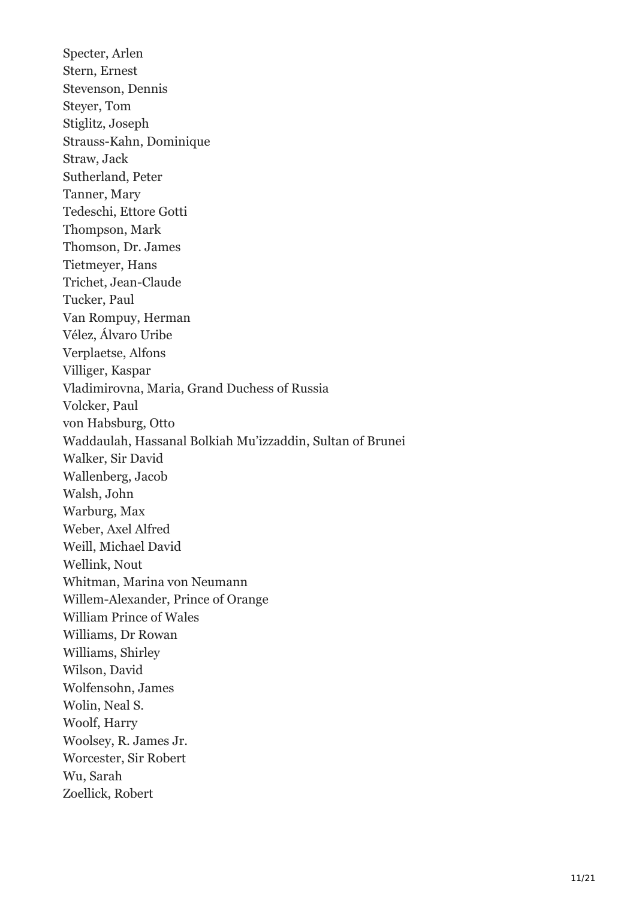Specter, Arlen
Stern, Ernest
Stevenson, Dennis
Steyer, Tom
Stiglitz, Joseph
Strauss-Kahn, Dominique
Straw, Jack
Sutherland, Peter
Tanner, Mary
Tedeschi, Ettore Gotti
Thompson, Mark
Thomson, Dr. James
Tietmeyer, Hans
Trichet, Jean-Claude
Tucker, Paul
Van Rompuy, Herman
Vélez, Álvaro Uribe
Verplaetse, Alfons
Villiger, Kaspar
Vladimirovna, Maria, Grand Duchess of Russia
Volcker, Paul
von Habsburg, Otto
Waddaulah, Hassanal Bolkiah Mu'izzaddin, Sultan of Brunei
Walker, Sir David
Wallenberg, Jacob
Walsh, John
Warburg, Max
Weber, Axel Alfred
Weill, Michael David
Wellink, Nout
Whitman, Marina von Neumann
Willem-Alexander, Prince of Orange
William Prince of Wales
Williams, Dr Rowan
Williams, Shirley
Wilson, David
Wolfensohn, James
Wolin, Neal S.
Woolf, Harry
Woolsey, R. James Jr.
Worcester, Sir Robert
Wu, Sarah
Zoellick, Robert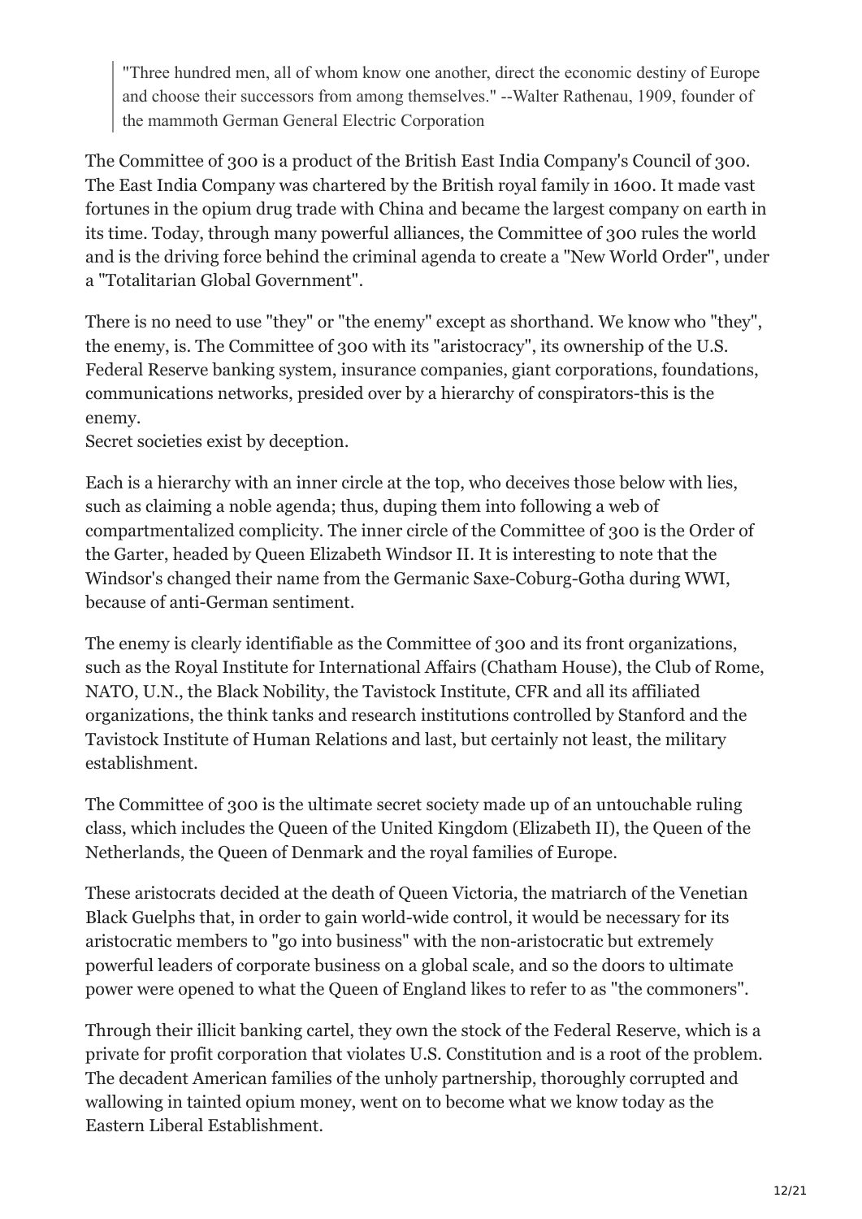> "Three hundred men, all of whom know one another, direct the economic destiny of Europe and choose their successors from among themselves." --Walter Rathenau, 1909, founder of the mammoth German General Electric Corporation

The Committee of 300 is a product of the British East India Company's Council of 300. The East India Company was chartered by the British royal family in 1600. It made vast fortunes in the opium drug trade with China and became the largest company on earth in its time. Today, through many powerful alliances, the Committee of 300 rules the world and is the driving force behind the criminal agenda to create a "New World Order", under a "Totalitarian Global Government".

There is no need to use "they" or "the enemy" except as shorthand. We know who "they", the enemy, is. The Committee of 300 with its "aristocracy", its ownership of the U.S. Federal Reserve banking system, insurance companies, giant corporations, foundations, communications networks, presided over by a hierarchy of conspirators-this is the enemy.
Secret societies exist by deception.

Each is a hierarchy with an inner circle at the top, who deceives those below with lies, such as claiming a noble agenda; thus, duping them into following a web of compartmentalized complicity. The inner circle of the Committee of 300 is the Order of the Garter, headed by Queen Elizabeth Windsor II. It is interesting to note that the Windsor's changed their name from the Germanic Saxe-Coburg-Gotha during WWI, because of anti-German sentiment.

The enemy is clearly identifiable as the Committee of 300 and its front organizations, such as the Royal Institute for International Affairs (Chatham House), the Club of Rome, NATO, U.N., the Black Nobility, the Tavistock Institute, CFR and all its affiliated organizations, the think tanks and research institutions controlled by Stanford and the Tavistock Institute of Human Relations and last, but certainly not least, the military establishment.

The Committee of 300 is the ultimate secret society made up of an untouchable ruling class, which includes the Queen of the United Kingdom (Elizabeth II), the Queen of the Netherlands, the Queen of Denmark and the royal families of Europe.

These aristocrats decided at the death of Queen Victoria, the matriarch of the Venetian Black Guelphs that, in order to gain world-wide control, it would be necessary for its aristocratic members to "go into business" with the non-aristocratic but extremely powerful leaders of corporate business on a global scale, and so the doors to ultimate power were opened to what the Queen of England likes to refer to as "the commoners".

Through their illicit banking cartel, they own the stock of the Federal Reserve, which is a private for profit corporation that violates U.S. Constitution and is a root of the problem. The decadent American families of the unholy partnership, thoroughly corrupted and wallowing in tainted opium money, went on to become what we know today as the Eastern Liberal Establishment.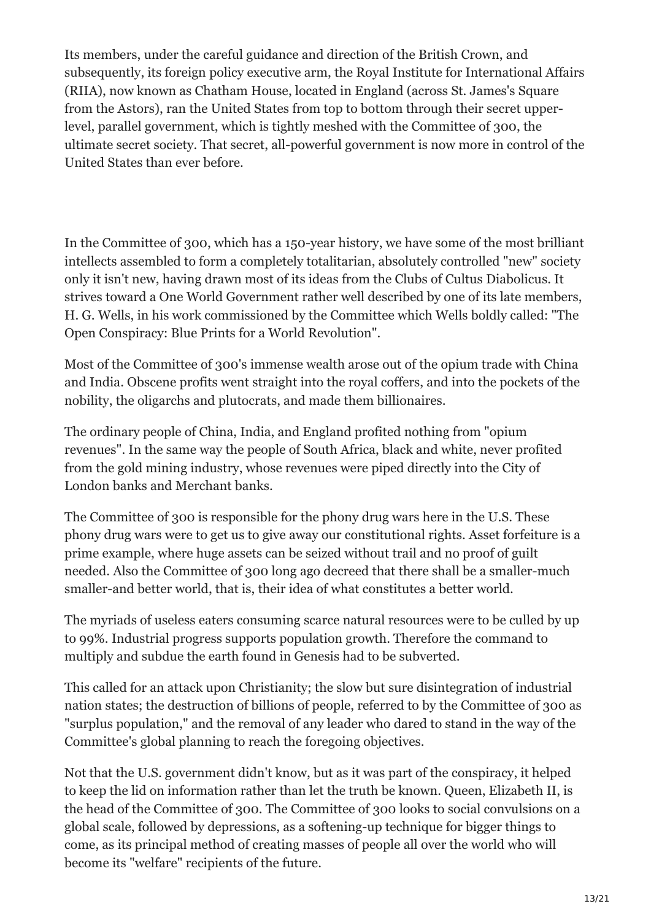Its members, under the careful guidance and direction of the British Crown, and subsequently, its foreign policy executive arm, the Royal Institute for International Affairs (RIIA), now known as Chatham House, located in England (across St. James's Square from the Astors), ran the United States from top to bottom through their secret upper-level, parallel government, which is tightly meshed with the Committee of 300, the ultimate secret society. That secret, all-powerful government is now more in control of the United States than ever before.

In the Committee of 300, which has a 150-year history, we have some of the most brilliant intellects assembled to form a completely totalitarian, absolutely controlled "new" society only it isn't new, having drawn most of its ideas from the Clubs of Cultus Diabolicus. It strives toward a One World Government rather well described by one of its late members, H. G. Wells, in his work commissioned by the Committee which Wells boldly called: "The Open Conspiracy: Blue Prints for a World Revolution".

Most of the Committee of 300's immense wealth arose out of the opium trade with China and India. Obscene profits went straight into the royal coffers, and into the pockets of the nobility, the oligarchs and plutocrats, and made them billionaires.

The ordinary people of China, India, and England profited nothing from "opium revenues". In the same way the people of South Africa, black and white, never profited from the gold mining industry, whose revenues were piped directly into the City of London banks and Merchant banks.

The Committee of 300 is responsible for the phony drug wars here in the U.S. These phony drug wars were to get us to give away our constitutional rights. Asset forfeiture is a prime example, where huge assets can be seized without trail and no proof of guilt needed. Also the Committee of 300 long ago decreed that there shall be a smaller-much smaller-and better world, that is, their idea of what constitutes a better world.

The myriads of useless eaters consuming scarce natural resources were to be culled by up to 99%. Industrial progress supports population growth. Therefore the command to multiply and subdue the earth found in Genesis had to be subverted.

This called for an attack upon Christianity; the slow but sure disintegration of industrial nation states; the destruction of billions of people, referred to by the Committee of 300 as "surplus population," and the removal of any leader who dared to stand in the way of the Committee's global planning to reach the foregoing objectives.

Not that the U.S. government didn't know, but as it was part of the conspiracy, it helped to keep the lid on information rather than let the truth be known. Queen, Elizabeth II, is the head of the Committee of 300. The Committee of 300 looks to social convulsions on a global scale, followed by depressions, as a softening-up technique for bigger things to come, as its principal method of creating masses of people all over the world who will become its "welfare" recipients of the future.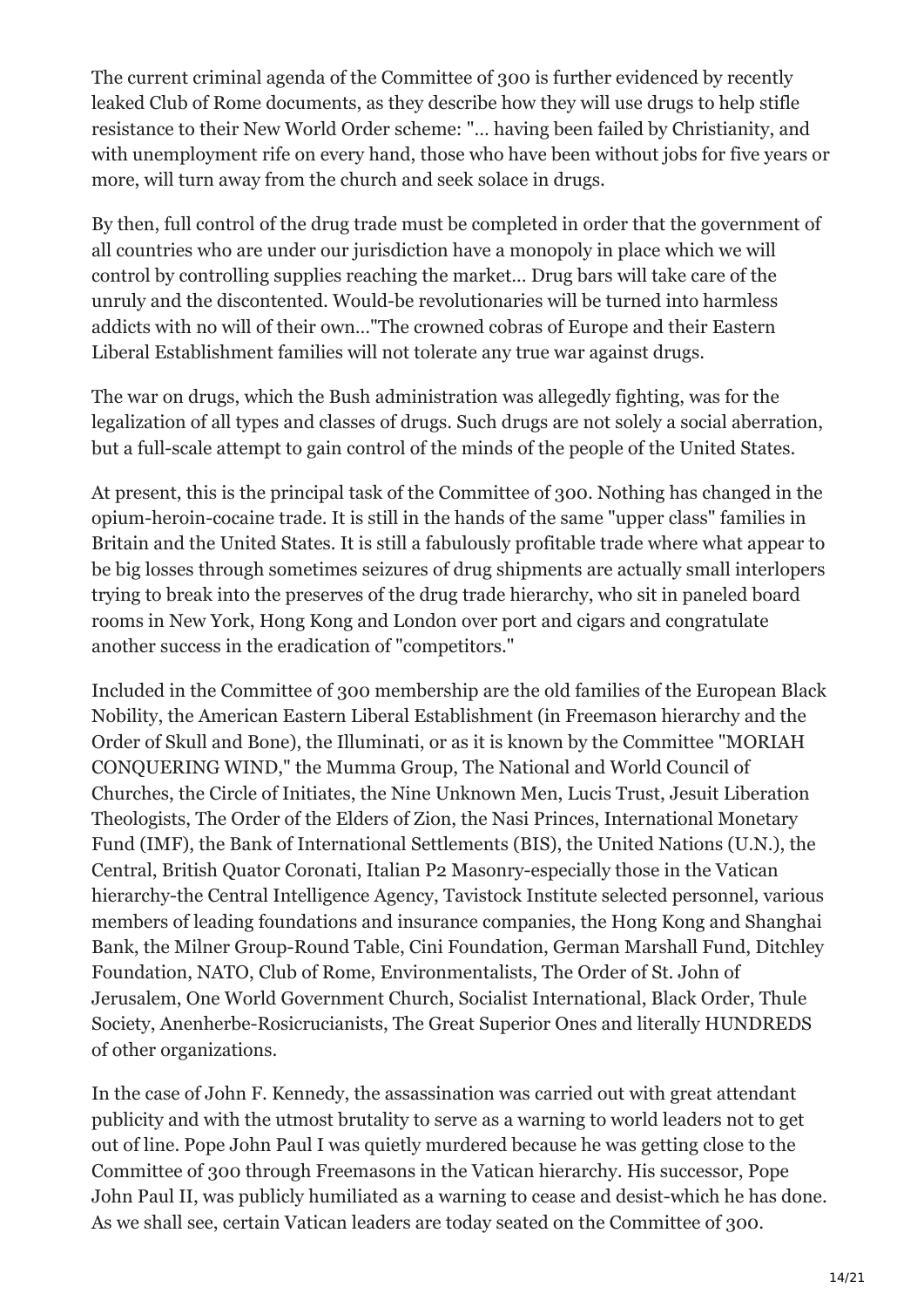The current criminal agenda of the Committee of 300 is further evidenced by recently leaked Club of Rome documents, as they describe how they will use drugs to help stifle resistance to their New World Order scheme: "... having been failed by Christianity, and with unemployment rife on every hand, those who have been without jobs for five years or more, will turn away from the church and seek solace in drugs.

By then, full control of the drug trade must be completed in order that the government of all countries who are under our jurisdiction have a monopoly in place which we will control by controlling supplies reaching the market... Drug bars will take care of the unruly and the discontented. Would-be revolutionaries will be turned into harmless addicts with no will of their own..."The crowned cobras of Europe and their Eastern Liberal Establishment families will not tolerate any true war against drugs.

The war on drugs, which the Bush administration was allegedly fighting, was for the legalization of all types and classes of drugs. Such drugs are not solely a social aberration, but a full-scale attempt to gain control of the minds of the people of the United States.

At present, this is the principal task of the Committee of 300. Nothing has changed in the opium-heroin-cocaine trade. It is still in the hands of the same "upper class" families in Britain and the United States. It is still a fabulously profitable trade where what appear to be big losses through sometimes seizures of drug shipments are actually small interlopers trying to break into the preserves of the drug trade hierarchy, who sit in paneled board rooms in New York, Hong Kong and London over port and cigars and congratulate another success in the eradication of "competitors."

Included in the Committee of 300 membership are the old families of the European Black Nobility, the American Eastern Liberal Establishment (in Freemason hierarchy and the Order of Skull and Bone), the Illuminati, or as it is known by the Committee "MORIAH CONQUERING WIND," the Mumma Group, The National and World Council of Churches, the Circle of Initiates, the Nine Unknown Men, Lucis Trust, Jesuit Liberation Theologists, The Order of the Elders of Zion, the Nasi Princes, International Monetary Fund (IMF), the Bank of International Settlements (BIS), the United Nations (U.N.), the Central, British Quator Coronati, Italian P2 Masonry-especially those in the Vatican hierarchy-the Central Intelligence Agency, Tavistock Institute selected personnel, various members of leading foundations and insurance companies, the Hong Kong and Shanghai Bank, the Milner Group-Round Table, Cini Foundation, German Marshall Fund, Ditchley Foundation, NATO, Club of Rome, Environmentalists, The Order of St. John of Jerusalem, One World Government Church, Socialist International, Black Order, Thule Society, Anenherbe-Rosicrucianists, The Great Superior Ones and literally HUNDREDS of other organizations.

In the case of John F. Kennedy, the assassination was carried out with great attendant publicity and with the utmost brutality to serve as a warning to world leaders not to get out of line. Pope John Paul I was quietly murdered because he was getting close to the Committee of 300 through Freemasons in the Vatican hierarchy. His successor, Pope John Paul II, was publicly humiliated as a warning to cease and desist-which he has done. As we shall see, certain Vatican leaders are today seated on the Committee of 300.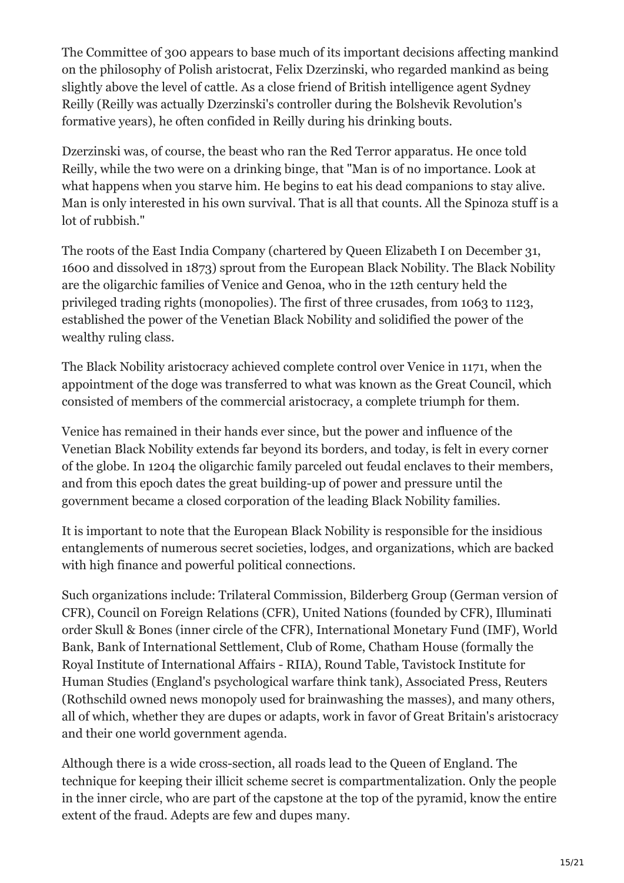The Committee of 300 appears to base much of its important decisions affecting mankind on the philosophy of Polish aristocrat, Felix Dzerzinski, who regarded mankind as being slightly above the level of cattle. As a close friend of British intelligence agent Sydney Reilly (Reilly was actually Dzerzinski's controller during the Bolshevik Revolution's formative years), he often confided in Reilly during his drinking bouts.

Dzerzinski was, of course, the beast who ran the Red Terror apparatus. He once told Reilly, while the two were on a drinking binge, that "Man is of no importance. Look at what happens when you starve him. He begins to eat his dead companions to stay alive. Man is only interested in his own survival. That is all that counts. All the Spinoza stuff is a lot of rubbish."

The roots of the East India Company (chartered by Queen Elizabeth I on December 31, 1600 and dissolved in 1873) sprout from the European Black Nobility. The Black Nobility are the oligarchic families of Venice and Genoa, who in the 12th century held the privileged trading rights (monopolies). The first of three crusades, from 1063 to 1123, established the power of the Venetian Black Nobility and solidified the power of the wealthy ruling class.

The Black Nobility aristocracy achieved complete control over Venice in 1171, when the appointment of the doge was transferred to what was known as the Great Council, which consisted of members of the commercial aristocracy, a complete triumph for them.

Venice has remained in their hands ever since, but the power and influence of the Venetian Black Nobility extends far beyond its borders, and today, is felt in every corner of the globe. In 1204 the oligarchic family parceled out feudal enclaves to their members, and from this epoch dates the great building-up of power and pressure until the government became a closed corporation of the leading Black Nobility families.

It is important to note that the European Black Nobility is responsible for the insidious entanglements of numerous secret societies, lodges, and organizations, which are backed with high finance and powerful political connections.

Such organizations include: Trilateral Commission, Bilderberg Group (German version of CFR), Council on Foreign Relations (CFR), United Nations (founded by CFR), Illuminati order Skull & Bones (inner circle of the CFR), International Monetary Fund (IMF), World Bank, Bank of International Settlement, Club of Rome, Chatham House (formally the Royal Institute of International Affairs - RIIA), Round Table, Tavistock Institute for Human Studies (England's psychological warfare think tank), Associated Press, Reuters (Rothschild owned news monopoly used for brainwashing the masses), and many others, all of which, whether they are dupes or adapts, work in favor of Great Britain's aristocracy and their one world government agenda.

Although there is a wide cross-section, all roads lead to the Queen of England. The technique for keeping their illicit scheme secret is compartmentalization. Only the people in the inner circle, who are part of the capstone at the top of the pyramid, know the entire extent of the fraud. Adepts are few and dupes many.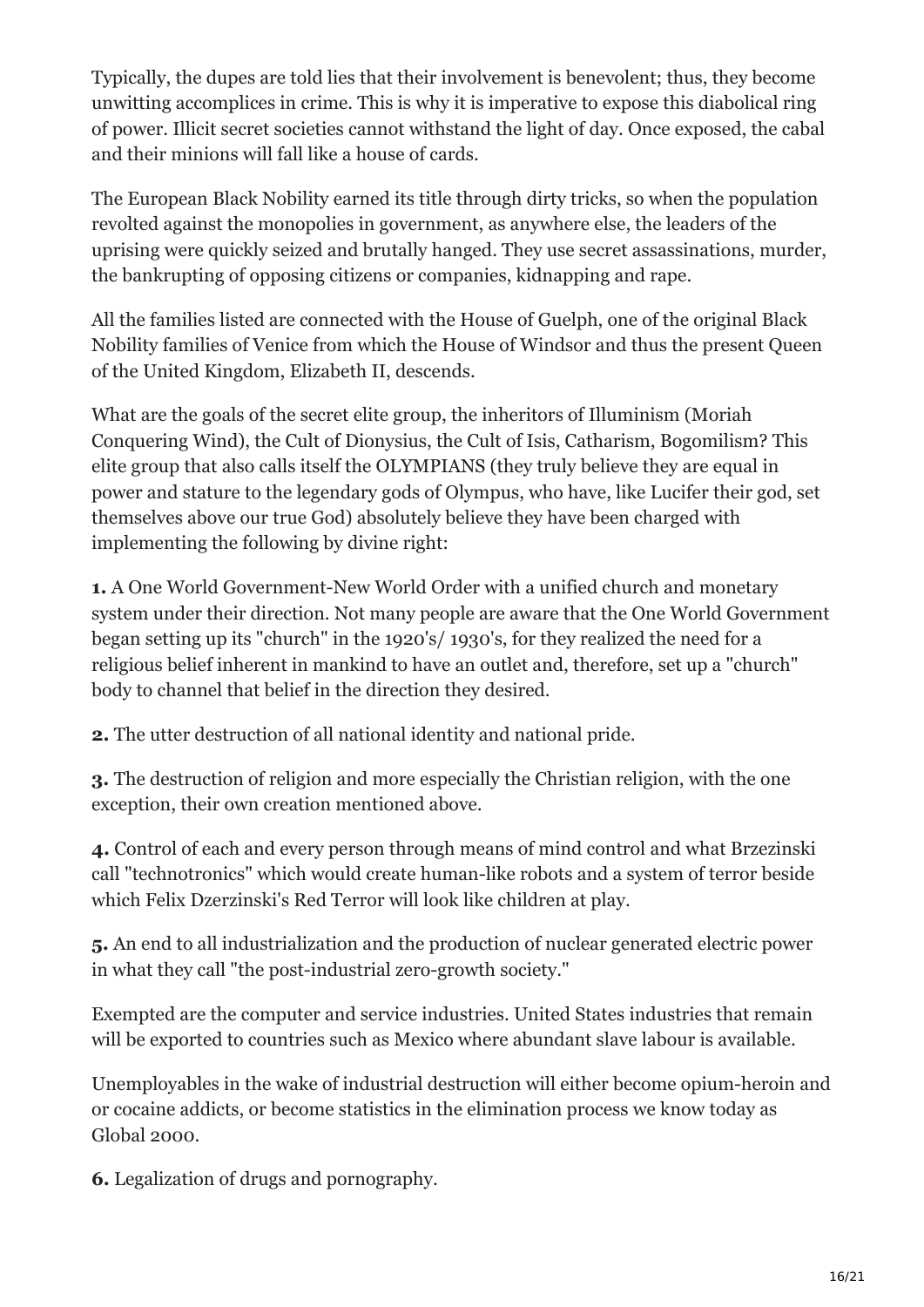Typically, the dupes are told lies that their involvement is benevolent; thus, they become unwitting accomplices in crime. This is why it is imperative to expose this diabolical ring of power. Illicit secret societies cannot withstand the light of day. Once exposed, the cabal and their minions will fall like a house of cards.

The European Black Nobility earned its title through dirty tricks, so when the population revolted against the monopolies in government, as anywhere else, the leaders of the uprising were quickly seized and brutally hanged. They use secret assassinations, murder, the bankrupting of opposing citizens or companies, kidnapping and rape.

All the families listed are connected with the House of Guelph, one of the original Black Nobility families of Venice from which the House of Windsor and thus the present Queen of the United Kingdom, Elizabeth II, descends.

What are the goals of the secret elite group, the inheritors of Illuminism (Moriah Conquering Wind), the Cult of Dionysius, the Cult of Isis, Catharism, Bogomilism? This elite group that also calls itself the OLYMPIANS (they truly believe they are equal in power and stature to the legendary gods of Olympus, who have, like Lucifer their god, set themselves above our true God) absolutely believe they have been charged with implementing the following by divine right:

**1.** A One World Government-New World Order with a unified church and monetary system under their direction. Not many people are aware that the One World Government began setting up its "church" in the 1920's/ 1930's, for they realized the need for a religious belief inherent in mankind to have an outlet and, therefore, set up a "church" body to channel that belief in the direction they desired.

**2.** The utter destruction of all national identity and national pride.

**3.** The destruction of religion and more especially the Christian religion, with the one exception, their own creation mentioned above.

**4.** Control of each and every person through means of mind control and what Brzezinski call "technotronics" which would create human-like robots and a system of terror beside which Felix Dzerzinski's Red Terror will look like children at play.

**5.** An end to all industrialization and the production of nuclear generated electric power in what they call "the post-industrial zero-growth society."

Exempted are the computer and service industries. United States industries that remain will be exported to countries such as Mexico where abundant slave labour is available.

Unemployables in the wake of industrial destruction will either become opium-heroin and or cocaine addicts, or become statistics in the elimination process we know today as Global 2000.

**6.** Legalization of drugs and pornography.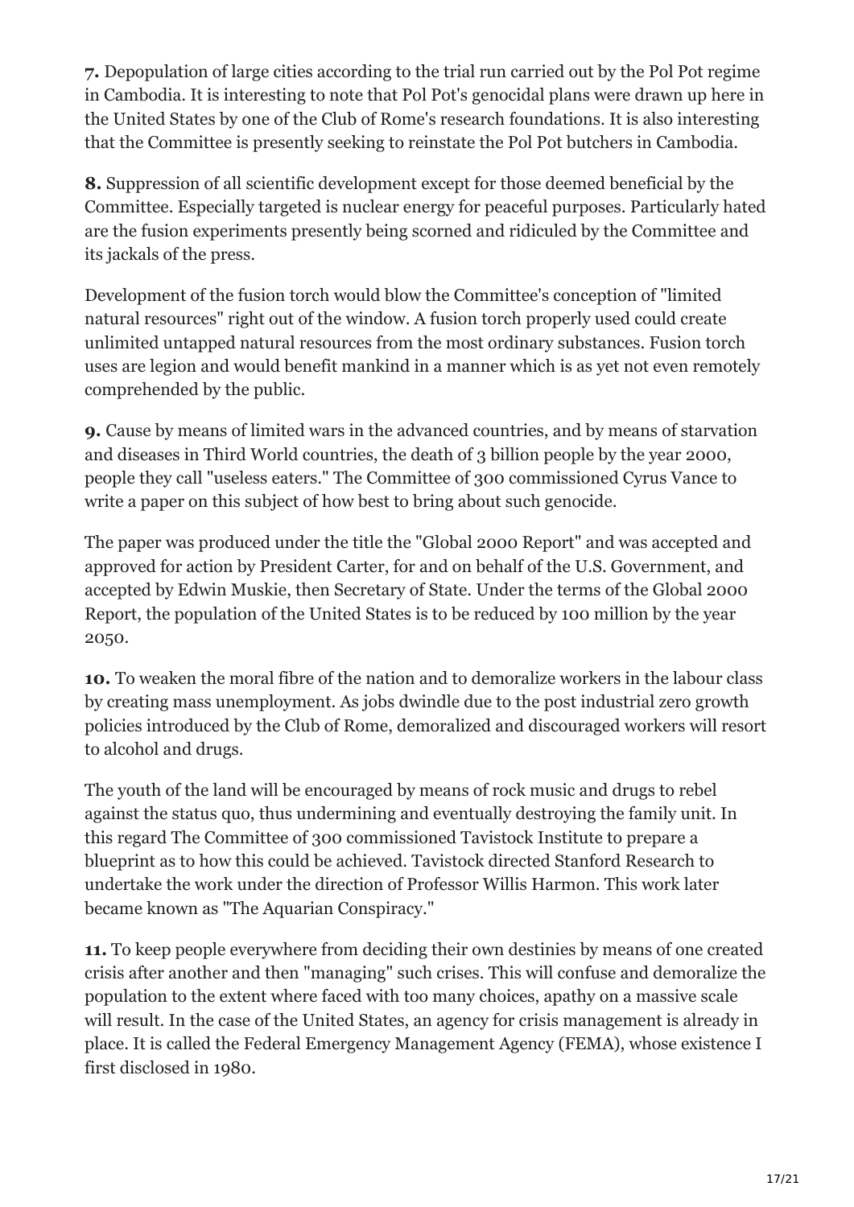**7.** Depopulation of large cities according to the trial run carried out by the Pol Pot regime in Cambodia. It is interesting to note that Pol Pot's genocidal plans were drawn up here in the United States by one of the Club of Rome's research foundations. It is also interesting that the Committee is presently seeking to reinstate the Pol Pot butchers in Cambodia.

**8.** Suppression of all scientific development except for those deemed beneficial by the Committee. Especially targeted is nuclear energy for peaceful purposes. Particularly hated are the fusion experiments presently being scorned and ridiculed by the Committee and its jackals of the press.

Development of the fusion torch would blow the Committee's conception of "limited natural resources" right out of the window. A fusion torch properly used could create unlimited untapped natural resources from the most ordinary substances. Fusion torch uses are legion and would benefit mankind in a manner which is as yet not even remotely comprehended by the public.

**9.** Cause by means of limited wars in the advanced countries, and by means of starvation and diseases in Third World countries, the death of 3 billion people by the year 2000, people they call "useless eaters." The Committee of 300 commissioned Cyrus Vance to write a paper on this subject of how best to bring about such genocide.

The paper was produced under the title the "Global 2000 Report" and was accepted and approved for action by President Carter, for and on behalf of the U.S. Government, and accepted by Edwin Muskie, then Secretary of State. Under the terms of the Global 2000 Report, the population of the United States is to be reduced by 100 million by the year 2050.

**10.** To weaken the moral fibre of the nation and to demoralize workers in the labour class by creating mass unemployment. As jobs dwindle due to the post industrial zero growth policies introduced by the Club of Rome, demoralized and discouraged workers will resort to alcohol and drugs.

The youth of the land will be encouraged by means of rock music and drugs to rebel against the status quo, thus undermining and eventually destroying the family unit. In this regard The Committee of 300 commissioned Tavistock Institute to prepare a blueprint as to how this could be achieved. Tavistock directed Stanford Research to undertake the work under the direction of Professor Willis Harmon. This work later became known as "The Aquarian Conspiracy."

**11.** To keep people everywhere from deciding their own destinies by means of one created crisis after another and then "managing" such crises. This will confuse and demoralize the population to the extent where faced with too many choices, apathy on a massive scale will result. In the case of the United States, an agency for crisis management is already in place. It is called the Federal Emergency Management Agency (FEMA), whose existence I first disclosed in 1980.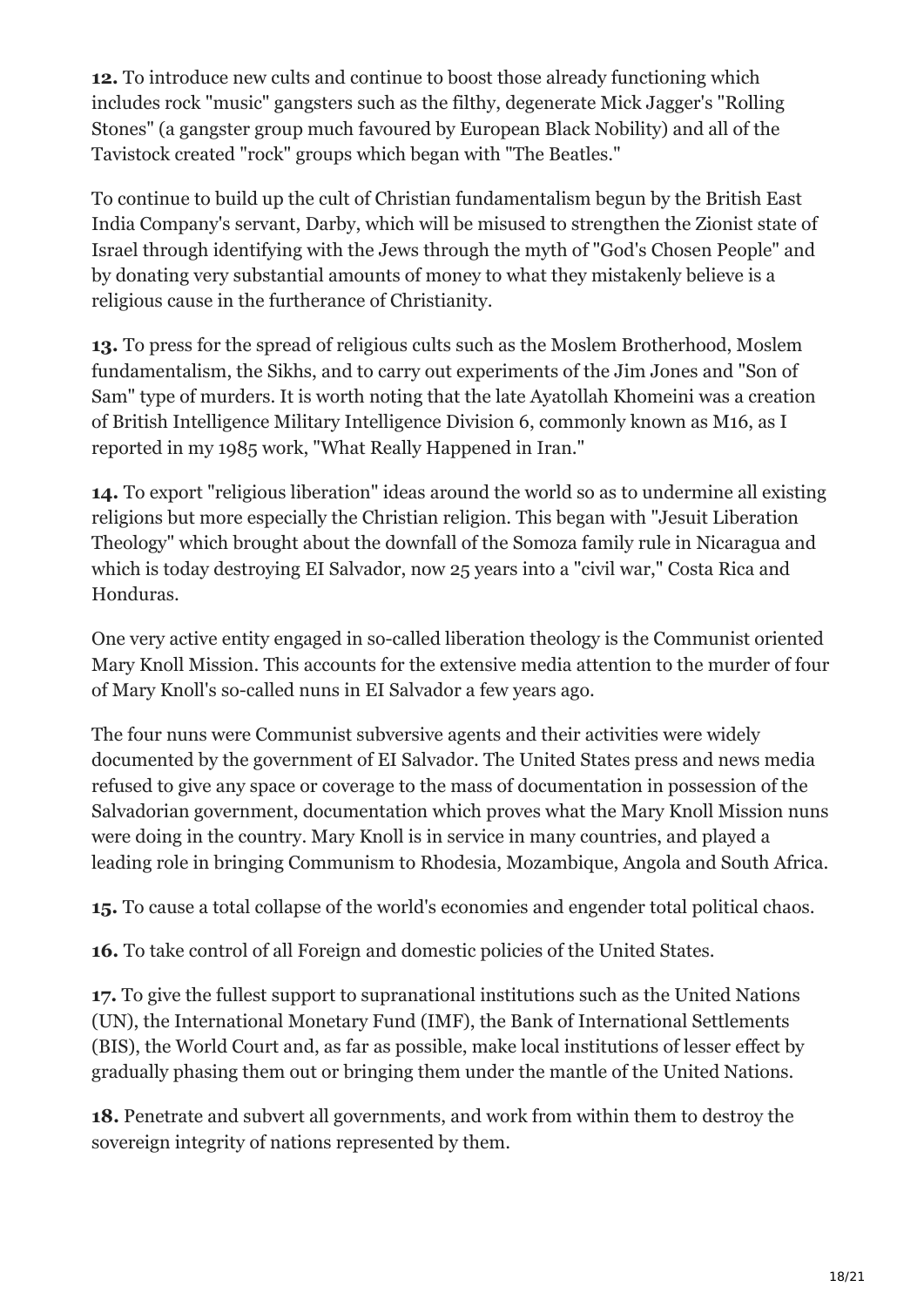**12.** To introduce new cults and continue to boost those already functioning which includes rock "music" gangsters such as the filthy, degenerate Mick Jagger's "Rolling Stones" (a gangster group much favoured by European Black Nobility) and all of the Tavistock created "rock" groups which began with "The Beatles."

To continue to build up the cult of Christian fundamentalism begun by the British East India Company's servant, Darby, which will be misused to strengthen the Zionist state of Israel through identifying with the Jews through the myth of "God's Chosen People" and by donating very substantial amounts of money to what they mistakenly believe is a religious cause in the furtherance of Christianity.

**13.** To press for the spread of religious cults such as the Moslem Brotherhood, Moslem fundamentalism, the Sikhs, and to carry out experiments of the Jim Jones and "Son of Sam" type of murders. It is worth noting that the late Ayatollah Khomeini was a creation of British Intelligence Military Intelligence Division 6, commonly known as M16, as I reported in my 1985 work, "What Really Happened in Iran."

**14.** To export "religious liberation" ideas around the world so as to undermine all existing religions but more especially the Christian religion. This began with "Jesuit Liberation Theology" which brought about the downfall of the Somoza family rule in Nicaragua and which is today destroying EI Salvador, now 25 years into a "civil war," Costa Rica and Honduras.

One very active entity engaged in so-called liberation theology is the Communist oriented Mary Knoll Mission. This accounts for the extensive media attention to the murder of four of Mary Knoll's so-called nuns in EI Salvador a few years ago.

The four nuns were Communist subversive agents and their activities were widely documented by the government of EI Salvador. The United States press and news media refused to give any space or coverage to the mass of documentation in possession of the Salvadorian government, documentation which proves what the Mary Knoll Mission nuns were doing in the country. Mary Knoll is in service in many countries, and played a leading role in bringing Communism to Rhodesia, Mozambique, Angola and South Africa.

**15.** To cause a total collapse of the world's economies and engender total political chaos.

**16.** To take control of all Foreign and domestic policies of the United States.

**17.** To give the fullest support to supranational institutions such as the United Nations (UN), the International Monetary Fund (IMF), the Bank of International Settlements (BIS), the World Court and, as far as possible, make local institutions of lesser effect by gradually phasing them out or bringing them under the mantle of the United Nations.

**18.** Penetrate and subvert all governments, and work from within them to destroy the sovereign integrity of nations represented by them.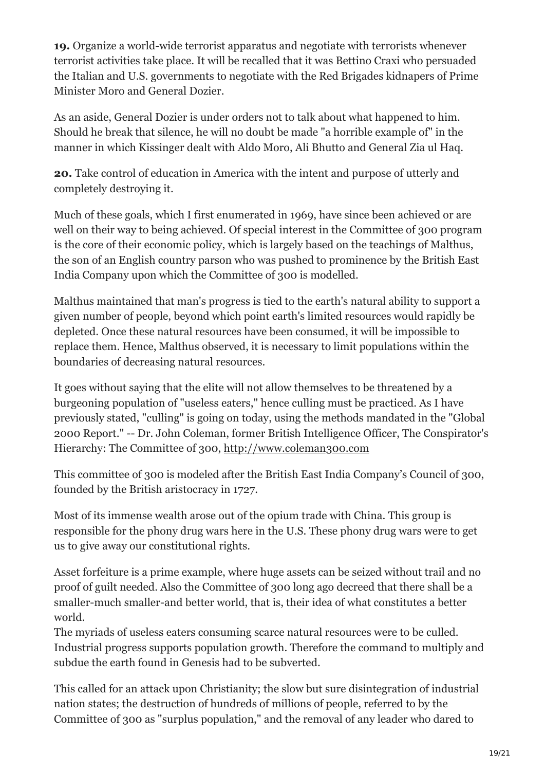**19.** Organize a world-wide terrorist apparatus and negotiate with terrorists whenever terrorist activities take place. It will be recalled that it was Bettino Craxi who persuaded the Italian and U.S. governments to negotiate with the Red Brigades kidnapers of Prime Minister Moro and General Dozier.

As an aside, General Dozier is under orders not to talk about what happened to him. Should he break that silence, he will no doubt be made "a horrible example of" in the manner in which Kissinger dealt with Aldo Moro, Ali Bhutto and General Zia ul Haq.

**20.** Take control of education in America with the intent and purpose of utterly and completely destroying it.

Much of these goals, which I first enumerated in 1969, have since been achieved or are well on their way to being achieved. Of special interest in the Committee of 300 program is the core of their economic policy, which is largely based on the teachings of Malthus, the son of an English country parson who was pushed to prominence by the British East India Company upon which the Committee of 300 is modelled.

Malthus maintained that man's progress is tied to the earth's natural ability to support a given number of people, beyond which point earth's limited resources would rapidly be depleted. Once these natural resources have been consumed, it will be impossible to replace them. Hence, Malthus observed, it is necessary to limit populations within the boundaries of decreasing natural resources.

It goes without saying that the elite will not allow themselves to be threatened by a burgeoning population of "useless eaters," hence culling must be practiced. As I have previously stated, "culling" is going on today, using the methods mandated in the "Global 2000 Report." -- Dr. John Coleman, former British Intelligence Officer, The Conspirator's Hierarchy: The Committee of 300, http://www.coleman300.com

This committee of 300 is modeled after the British East India Company's Council of 300, founded by the British aristocracy in 1727.

Most of its immense wealth arose out of the opium trade with China. This group is responsible for the phony drug wars here in the U.S. These phony drug wars were to get us to give away our constitutional rights.

Asset forfeiture is a prime example, where huge assets can be seized without trail and no proof of guilt needed. Also the Committee of 300 long ago decreed that there shall be a smaller-much smaller-and better world, that is, their idea of what constitutes a better world.
The myriads of useless eaters consuming scarce natural resources were to be culled. Industrial progress supports population growth. Therefore the command to multiply and subdue the earth found in Genesis had to be subverted.

This called for an attack upon Christianity; the slow but sure disintegration of industrial nation states; the destruction of hundreds of millions of people, referred to by the Committee of 300 as "surplus population," and the removal of any leader who dared to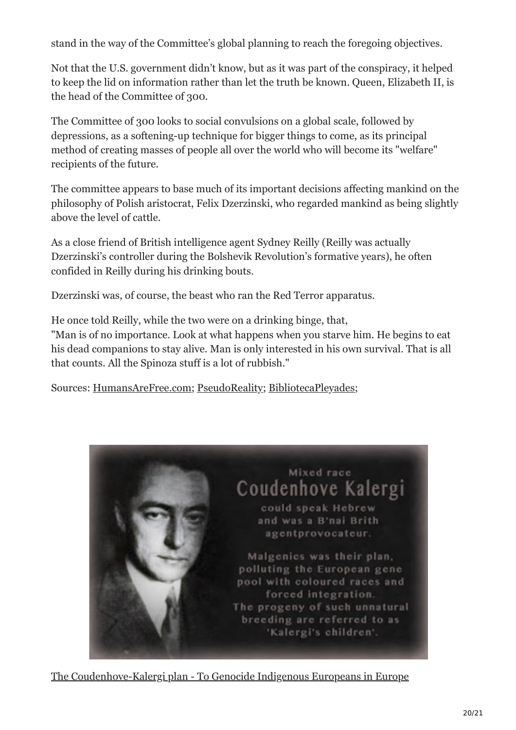stand in the way of the Committee's global planning to reach the foregoing objectives.

Not that the U.S. government didn't know, but as it was part of the conspiracy, it helped to keep the lid on information rather than let the truth be known. Queen, Elizabeth II, is the head of the Committee of 300.

The Committee of 300 looks to social convulsions on a global scale, followed by depressions, as a softening-up technique for bigger things to come, as its principal method of creating masses of people all over the world who will become its "welfare" recipients of the future.

The committee appears to base much of its important decisions affecting mankind on the philosophy of Polish aristocrat, Felix Dzerzinski, who regarded mankind as being slightly above the level of cattle.

As a close friend of British intelligence agent Sydney Reilly (Reilly was actually Dzerzinski's controller during the Bolshevik Revolution's formative years), he often confided in Reilly during his drinking bouts.

Dzerzinski was, of course, the beast who ran the Red Terror apparatus.

He once told Reilly, while the two were on a drinking binge, that,
"Man is of no importance. Look at what happens when you starve him. He begins to eat his dead companions to stay alive. Man is only interested in his own survival. That is all that counts. All the Spinoza stuff is a lot of rubbish."

Sources: HumansAreFree.com; PseudoReality; BibliotecaPleyades;

Mixed race
Coudenhove Kalergi
could speak Hebrew
and was a B'nai Brith
agentprovocateur.

Malgenics was their plan,
polluting the European gene
pool with coloured races and
forced integration.
The progeny of such unnatural
breeding are referred to as
'Kalergi's children'.

The Coudenhove-Kalergi plan - To Genocide Indigenous Europeans in Europe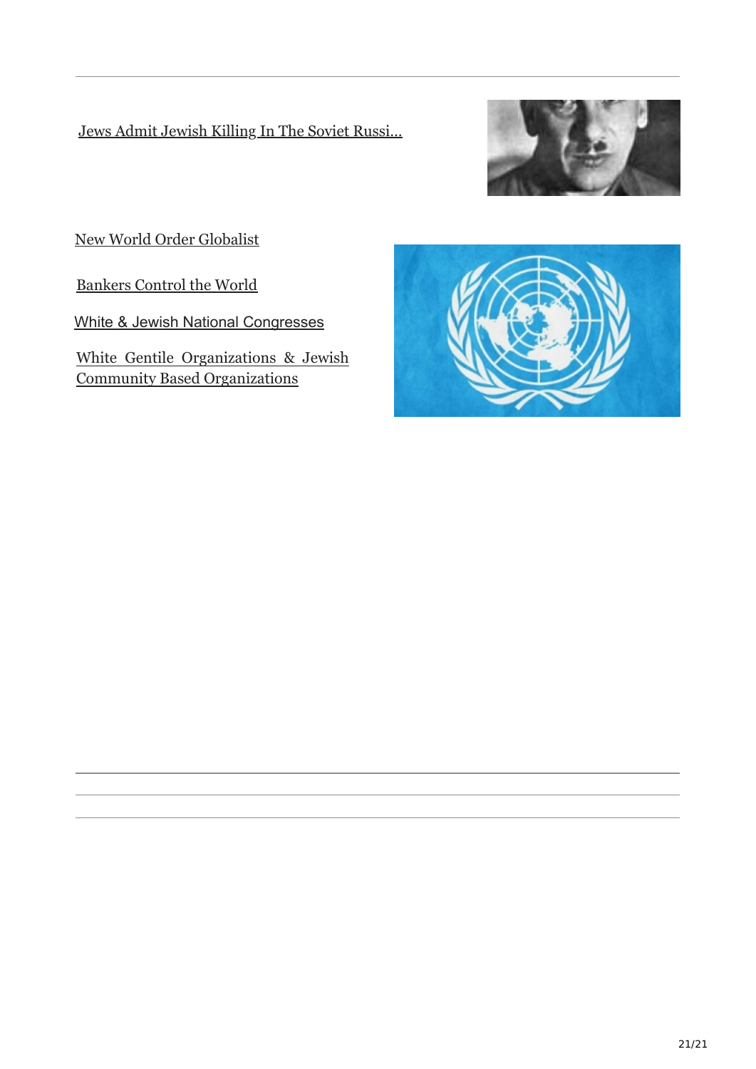Jews Admit Jewish Killing In The Soviet Russi...

New World Order Globalist

Bankers Control the World

White & Jewish National Congresses

White Gentile Organizations & Jewish Community Based Organizations